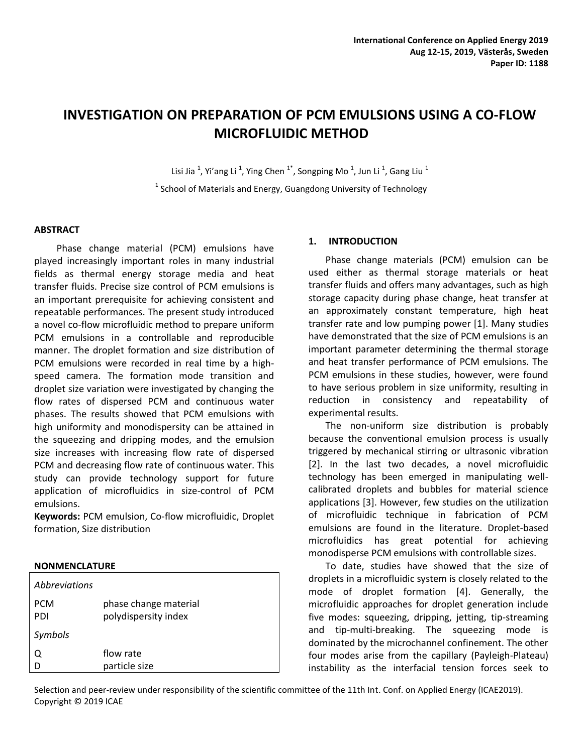# INVESTIGATION ON PREPARATION OF PCM EMULSIONS USING A CO-FLOW MICROFLUIDIC METHOD

Lisi Jia [1], Yi'ang Li [1], Ying Chen [1*], Songping Mo [1], Jun Li [1], Gang Liu [1]

[1] School of Materials and Energy, Guangdong University of Technology

## ABSTRACT

Phase change material (PCM) emulsions have played increasingly important roles in many industrial fields as thermal energy storage media and heat transfer fluids. Precise size control of PCM emulsions is an important prerequisite for achieving consistent and repeatable performances. The present study introduced a novel co-flow microfluidic method to prepare uniform PCM emulsions in a controllable and reproducible manner. The droplet formation and size distribution of PCM emulsions were recorded in real time by a high-speed camera. The formation mode transition and droplet size variation were investigated by changing the flow rates of dispersed PCM and continuous water phases. The results showed that PCM emulsions with high uniformity and monodispersity can be attained in the squeezing and dripping modes, and the emulsion size increases with increasing flow rate of dispersed PCM and decreasing flow rate of continuous water. This study can provide technology support for future application of microfluidics in size-control of PCM emulsions.

**Keywords:** PCM emulsion, Co-flow microfluidic, Droplet formation, Size distribution

## NONMENCLATURE

| | |
|---|---|
| *Abbreviations* | |
| PCM | phase change material |
| PDI | polydispersity index |
| *Symbols* | |
| Q | flow rate |
| D | particle size |

## 1. INTRODUCTION

Phase change materials (PCM) emulsion can be used either as thermal storage materials or heat transfer fluids and offers many advantages, such as high storage capacity during phase change, heat transfer at an approximately constant temperature, high heat transfer rate and low pumping power [1]. Many studies have demonstrated that the size of PCM emulsions is an important parameter determining the thermal storage and heat transfer performance of PCM emulsions. The PCM emulsions in these studies, however, were found to have serious problem in size uniformity, resulting in reduction in consistency and repeatability of experimental results.

The non-uniform size distribution is probably because the conventional emulsion process is usually triggered by mechanical stirring or ultrasonic vibration [2]. In the last two decades, a novel microfluidic technology has been emerged in manipulating well-calibrated droplets and bubbles for material science applications [3]. However, few studies on the utilization of microfluidic technique in fabrication of PCM emulsions are found in the literature. Droplet-based microfluidics has great potential for achieving monodisperse PCM emulsions with controllable sizes.

To date, studies have showed that the size of droplets in a microfluidic system is closely related to the mode of droplet formation [4]. Generally, the microfluidic approaches for droplet generation include five modes: squeezing, dripping, jetting, tip-streaming and tip-multi-breaking. The squeezing mode is dominated by the microchannel confinement. The other four modes arise from the capillary (Payleigh-Plateau) instability as the interfacial tension forces seek to

Selection and peer-review under responsibility of the scientific committee of the 11th Int. Conf. on Applied Energy (ICAE2019). Copyright © 2019 ICAE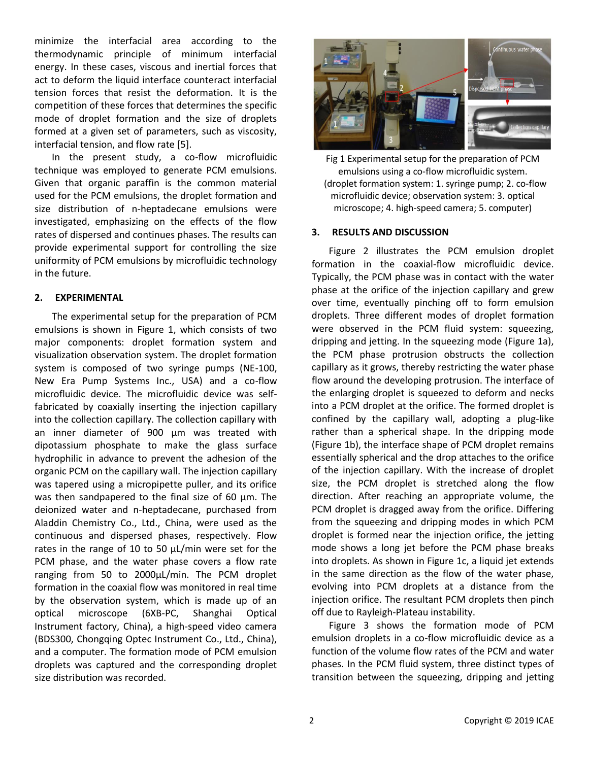minimize the interfacial area according to the thermodynamic principle of minimum interfacial energy. In these cases, viscous and inertial forces that act to deform the liquid interface counteract interfacial tension forces that resist the deformation. It is the competition of these forces that determines the specific mode of droplet formation and the size of droplets formed at a given set of parameters, such as viscosity, interfacial tension, and flow rate [5].

In the present study, a co-flow microfluidic technique was employed to generate PCM emulsions. Given that organic paraffin is the common material used for the PCM emulsions, the droplet formation and size distribution of n-heptadecane emulsions were investigated, emphasizing on the effects of the flow rates of dispersed and continues phases. The results can provide experimental support for controlling the size uniformity of PCM emulsions by microfluidic technology in the future.

## 2. EXPERIMENTAL

The experimental setup for the preparation of PCM emulsions is shown in Figure 1, which consists of two major components: droplet formation system and visualization observation system. The droplet formation system is composed of two syringe pumps (NE-100, New Era Pump Systems Inc., USA) and a co-flow microfluidic device. The microfluidic device was self-fabricated by coaxially inserting the injection capillary into the collection capillary. The collection capillary with an inner diameter of 900 μm was treated with dipotassium phosphate to make the glass surface hydrophilic in advance to prevent the adhesion of the organic PCM on the capillary wall. The injection capillary was tapered using a micropipette puller, and its orifice was then sandpapered to the final size of 60 μm. The deionized water and n-heptadecane, purchased from Aladdin Chemistry Co., Ltd., China, were used as the continuous and dispersed phases, respectively. Flow rates in the range of 10 to 50 μL/min were set for the PCM phase, and the water phase covers a flow rate ranging from 50 to 2000μL/min. The PCM droplet formation in the coaxial flow was monitored in real time by the observation system, which is made up of an optical microscope (6XB-PC, Shanghai Optical Instrument factory, China), a high-speed video camera (BDS300, Chongqing Optec Instrument Co., Ltd., China), and a computer. The formation mode of PCM emulsion droplets was captured and the corresponding droplet size distribution was recorded.

Fig 1 Experimental setup for the preparation of PCM emulsions using a co-flow microfluidic system. (droplet formation system: 1. syringe pump; 2. co-flow microfluidic device; observation system: 3. optical microscope; 4. high-speed camera; 5. computer)

## 3. RESULTS AND DISCUSSION

Figure 2 illustrates the PCM emulsion droplet formation in the coaxial-flow microfluidic device. Typically, the PCM phase was in contact with the water phase at the orifice of the injection capillary and grew over time, eventually pinching off to form emulsion droplets. Three different modes of droplet formation were observed in the PCM fluid system: squeezing, dripping and jetting. In the squeezing mode (Figure 1a), the PCM phase protrusion obstructs the collection capillary as it grows, thereby restricting the water phase flow around the developing protrusion. The interface of the enlarging droplet is squeezed to deform and necks into a PCM droplet at the orifice. The formed droplet is confined by the capillary wall, adopting a plug-like rather than a spherical shape. In the dripping mode (Figure 1b), the interface shape of PCM droplet remains essentially spherical and the drop attaches to the orifice of the injection capillary. With the increase of droplet size, the PCM droplet is stretched along the flow direction. After reaching an appropriate volume, the PCM droplet is dragged away from the orifice. Differing from the squeezing and dripping modes in which PCM droplet is formed near the injection orifice, the jetting mode shows a long jet before the PCM phase breaks into droplets. As shown in Figure 1c, a liquid jet extends in the same direction as the flow of the water phase, evolving into PCM droplets at a distance from the injection orifice. The resultant PCM droplets then pinch off due to Rayleigh-Plateau instability.

Figure 3 shows the formation mode of PCM emulsion droplets in a co-flow microfluidic device as a function of the volume flow rates of the PCM and water phases. In the PCM fluid system, three distinct types of transition between the squeezing, dripping and jetting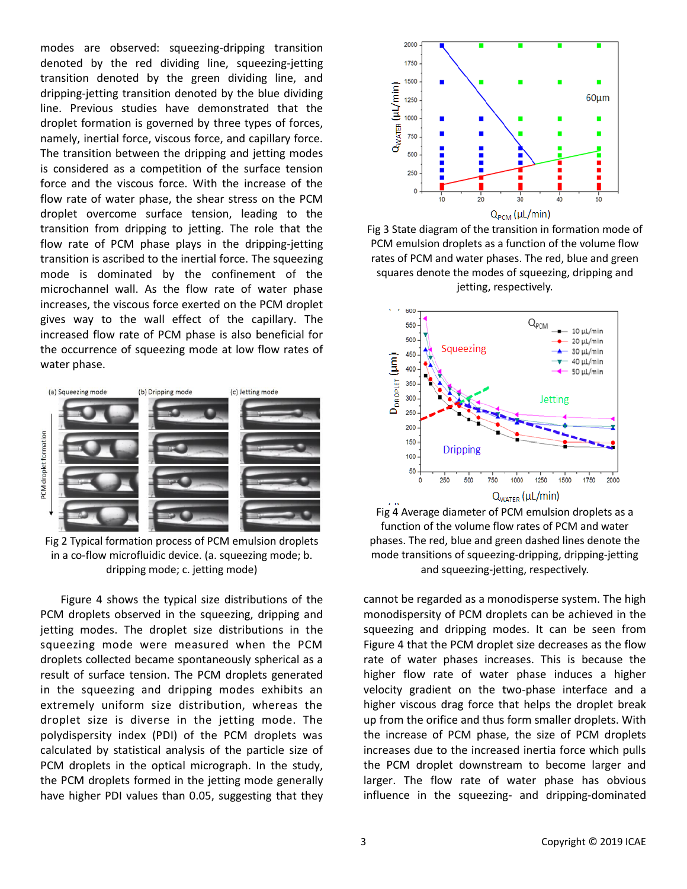modes are observed: squeezing-dripping transition denoted by the red dividing line, squeezing-jetting transition denoted by the green dividing line, and dripping-jetting transition denoted by the blue dividing line. Previous studies have demonstrated that the droplet formation is governed by three types of forces, namely, inertial force, viscous force, and capillary force. The transition between the dripping and jetting modes is considered as a competition of the surface tension force and the viscous force. With the increase of the flow rate of water phase, the shear stress on the PCM droplet overcome surface tension, leading to the transition from dripping to jetting. The role that the flow rate of PCM phase plays in the dripping-jetting transition is ascribed to the inertial force. The squeezing mode is dominated by the confinement of the microchannel wall. As the flow rate of water phase increases, the viscous force exerted on the PCM droplet gives way to the wall effect of the capillary. The increased flow rate of PCM phase is also beneficial for the occurrence of squeezing mode at low flow rates of water phase.

Fig 2 Typical formation process of PCM emulsion droplets in a co-flow microfluidic device. (a. squeezing mode; b. dripping mode; c. jetting mode)

Figure 4 shows the typical size distributions of the PCM droplets observed in the squeezing, dripping and jetting modes. The droplet size distributions in the squeezing mode were measured when the PCM droplets collected became spontaneously spherical as a result of surface tension. The PCM droplets generated in the squeezing and dripping modes exhibits an extremely uniform size distribution, whereas the droplet size is diverse in the jetting mode. The polydispersity index (PDI) of the PCM droplets was calculated by statistical analysis of the particle size of PCM droplets in the optical micrograph. In the study, the PCM droplets formed in the jetting mode generally have higher PDI values than 0.05, suggesting that they cannot be regarded as a monodisperse system. The high monodispersity of PCM droplets can be achieved in the squeezing and dripping modes. It can be seen from Figure 4 that the PCM droplet size decreases as the flow rate of water phases increases. This is because the higher flow rate of water phase induces a higher velocity gradient on the two-phase interface and a higher viscous drag force that helps the droplet break up from the orifice and thus form smaller droplets. With the increase of PCM phase, the size of PCM droplets increases due to the increased inertia force which pulls the PCM droplet downstream to become larger and larger. The flow rate of water phase has obvious influence in the squeezing- and dripping-dominated

Fig 3 State diagram of the transition in formation mode of PCM emulsion droplets as a function of the volume flow rates of PCM and water phases. The red, blue and green squares denote the modes of squeezing, dripping and jetting, respectively.

Fig 4 Average diameter of PCM emulsion droplets as a function of the volume flow rates of PCM and water phases. The red, blue and green dashed lines denote the mode transitions of squeezing-dripping, dripping-jetting and squeezing-jetting, respectively.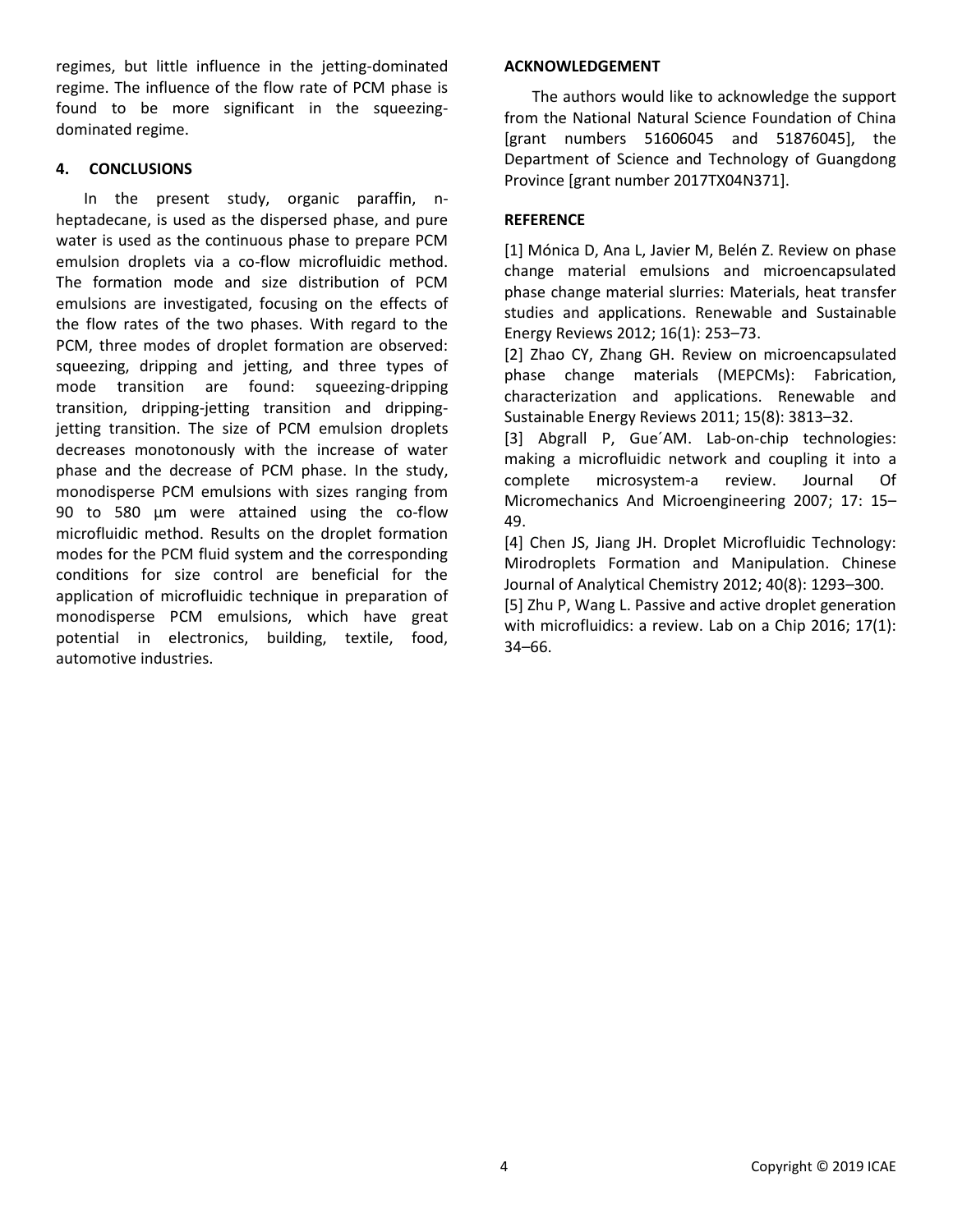regimes, but little influence in the jetting-dominated regime. The influence of the flow rate of PCM phase is found to be more significant in the squeezing-dominated regime.

## 4. CONCLUSIONS

In the present study, organic paraffin, n-heptadecane, is used as the dispersed phase, and pure water is used as the continuous phase to prepare PCM emulsion droplets via a co-flow microfluidic method. The formation mode and size distribution of PCM emulsions are investigated, focusing on the effects of the flow rates of the two phases. With regard to the PCM, three modes of droplet formation are observed: squeezing, dripping and jetting, and three types of mode transition are found: squeezing-dripping transition, dripping-jetting transition and dripping-jetting transition. The size of PCM emulsion droplets decreases monotonously with the increase of water phase and the decrease of PCM phase. In the study, monodisperse PCM emulsions with sizes ranging from 90 to 580 μm were attained using the co-flow microfluidic method. Results on the droplet formation modes for the PCM fluid system and the corresponding conditions for size control are beneficial for the application of microfluidic technique in preparation of monodisperse PCM emulsions, which have great potential in electronics, building, textile, food, automotive industries.

## ACKNOWLEDGEMENT

The authors would like to acknowledge the support from the National Natural Science Foundation of China [grant numbers 51606045 and 51876045], the Department of Science and Technology of Guangdong Province [grant number 2017TX04N371].

## REFERENCE

[1] Mónica D, Ana L, Javier M, Belén Z. Review on phase change material emulsions and microencapsulated phase change material slurries: Materials, heat transfer studies and applications. Renewable and Sustainable Energy Reviews 2012; 16(1): 253–73.

[2] Zhao CY, Zhang GH. Review on microencapsulated phase change materials (MEPCMs): Fabrication, characterization and applications. Renewable and Sustainable Energy Reviews 2011; 15(8): 3813–32.

[3] Abgrall P, Gue´AM. Lab-on-chip technologies: making a microfluidic network and coupling it into a complete microsystem-a review. Journal Of Micromechanics And Microengineering 2007; 17: 15–49.

[4] Chen JS, Jiang JH. Droplet Microfluidic Technology: Mirodroplets Formation and Manipulation. Chinese Journal of Analytical Chemistry 2012; 40(8): 1293–300.

[5] Zhu P, Wang L. Passive and active droplet generation with microfluidics: a review. Lab on a Chip 2016; 17(1): 34–66.